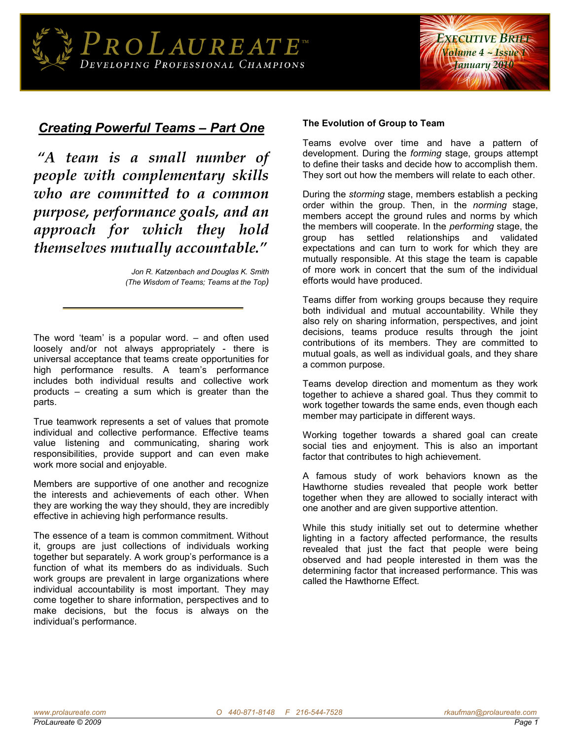# ProLaureate

Developing Professional Champions

*Executive Brief*
*Volume 4 ~ Issue 1*
*January 2010*

## *Creating Powerful Teams – Part One*

> ***"A team is a small number of people with complementary skills who are committed to a common purpose, performance goals, and an approach for which they hold themselves mutually accountable."***
>
> *Jon R. Katzenbach and Douglas K. Smith (The Wisdom of Teams; Teams at the Top)*

The word 'team' is a popular word. – and often used loosely and/or not always appropriately - there is universal acceptance that teams create opportunities for high performance results. A team's performance includes both individual results and collective work products – creating a sum which is greater than the parts.

True teamwork represents a set of values that promote individual and collective performance. Effective teams value listening and communicating, sharing work responsibilities, provide support and can even make work more social and enjoyable.

Members are supportive of one another and recognize the interests and achievements of each other. When they are working the way they should, they are incredibly effective in achieving high performance results.

The essence of a team is common commitment. Without it, groups are just collections of individuals working together but separately. A work group's performance is a function of what its members do as individuals. Such work groups are prevalent in large organizations where individual accountability is most important. They may come together to share information, perspectives and to make decisions, but the focus is always on the individual's performance.

### The Evolution of Group to Team

Teams evolve over time and have a pattern of development. During the *forming* stage, groups attempt to define their tasks and decide how to accomplish them. They sort out how the members will relate to each other.

During the *storming* stage, members establish a pecking order within the group. Then, in the *norming* stage, members accept the ground rules and norms by which the members will cooperate. In the *performing* stage, the group has settled relationships and validated expectations and can turn to work for which they are mutually responsible. At this stage the team is capable of more work in concert that the sum of the individual efforts would have produced.

Teams differ from working groups because they require both individual and mutual accountability. While they also rely on sharing information, perspectives, and joint decisions, teams produce results through the joint contributions of its members. They are committed to mutual goals, as well as individual goals, and they share a common purpose.

Teams develop direction and momentum as they work together to achieve a shared goal. Thus they commit to work together towards the same ends, even though each member may participate in different ways.

Working together towards a shared goal can create social ties and enjoyment. This is also an important factor that contributes to high achievement.

A famous study of work behaviors known as the Hawthorne studies revealed that people work better together when they are allowed to socially interact with one another and are given supportive attention.

While this study initially set out to determine whether lighting in a factory affected performance, the results revealed that just the fact that people were being observed and had people interested in them was the determining factor that increased performance. This was called the Hawthorne Effect.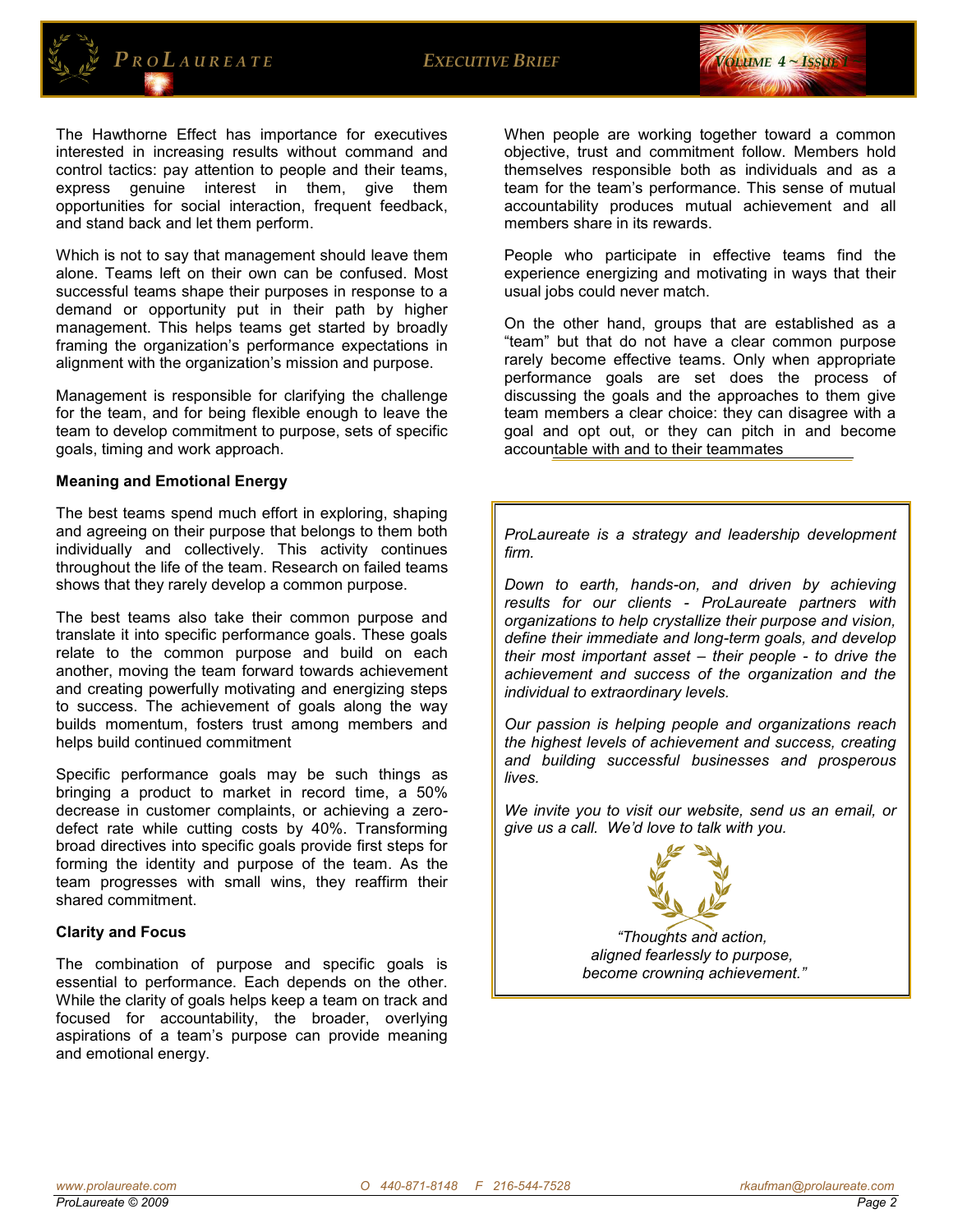The Hawthorne Effect has importance for executives interested in increasing results without command and control tactics: pay attention to people and their teams, express genuine interest in them, give them opportunities for social interaction, frequent feedback, and stand back and let them perform.

Which is not to say that management should leave them alone. Teams left on their own can be confused. Most successful teams shape their purposes in response to a demand or opportunity put in their path by higher management. This helps teams get started by broadly framing the organization's performance expectations in alignment with the organization's mission and purpose.

Management is responsible for clarifying the challenge for the team, and for being flexible enough to leave the team to develop commitment to purpose, sets of specific goals, timing and work approach.

**Meaning and Emotional Energy**

The best teams spend much effort in exploring, shaping and agreeing on their purpose that belongs to them both individually and collectively. This activity continues throughout the life of the team. Research on failed teams shows that they rarely develop a common purpose.

The best teams also take their common purpose and translate it into specific performance goals. These goals relate to the common purpose and build on each another, moving the team forward towards achievement and creating powerfully motivating and energizing steps to success. The achievement of goals along the way builds momentum, fosters trust among members and helps build continued commitment

Specific performance goals may be such things as bringing a product to market in record time, a 50% decrease in customer complaints, or achieving a zero-defect rate while cutting costs by 40%. Transforming broad directives into specific goals provide first steps for forming the identity and purpose of the team. As the team progresses with small wins, they reaffirm their shared commitment.

**Clarity and Focus**

The combination of purpose and specific goals is essential to performance. Each depends on the other. While the clarity of goals helps keep a team on track and focused for accountability, the broader, overlying aspirations of a team's purpose can provide meaning and emotional energy.

When people are working together toward a common objective, trust and commitment follow. Members hold themselves responsible both as individuals and as a team for the team's performance. This sense of mutual accountability produces mutual achievement and all members share in its rewards.

People who participate in effective teams find the experience energizing and motivating in ways that their usual jobs could never match.

On the other hand, groups that are established as a "team" but that do not have a clear common purpose rarely become effective teams. Only when appropriate performance goals are set does the process of discussing the goals and the approaches to them give team members a clear choice: they can disagree with a goal and opt out, or they can pitch in and become accountable with and to their teammates

*ProLaureate is a strategy and leadership development firm.*

*Down to earth, hands-on, and driven by achieving results for our clients - ProLaureate partners with organizations to help crystallize their purpose and vision, define their immediate and long-term goals, and develop their most important asset – their people - to drive the achievement and success of the organization and the individual to extraordinary levels.*

*Our passion is helping people and organizations reach the highest levels of achievement and success, creating and building successful businesses and prosperous lives.*

*We invite you to visit our website, send us an email, or give us a call. We'd love to talk with you.*

*"Thoughts and action,*
*aligned fearlessly to purpose,*
*become crowning achievement."*

*www.prolaureate.com* *O 440-871-8148 F 216-544-7528* *rkaufman@prolaureate.com*

*ProLaureate © 2009*